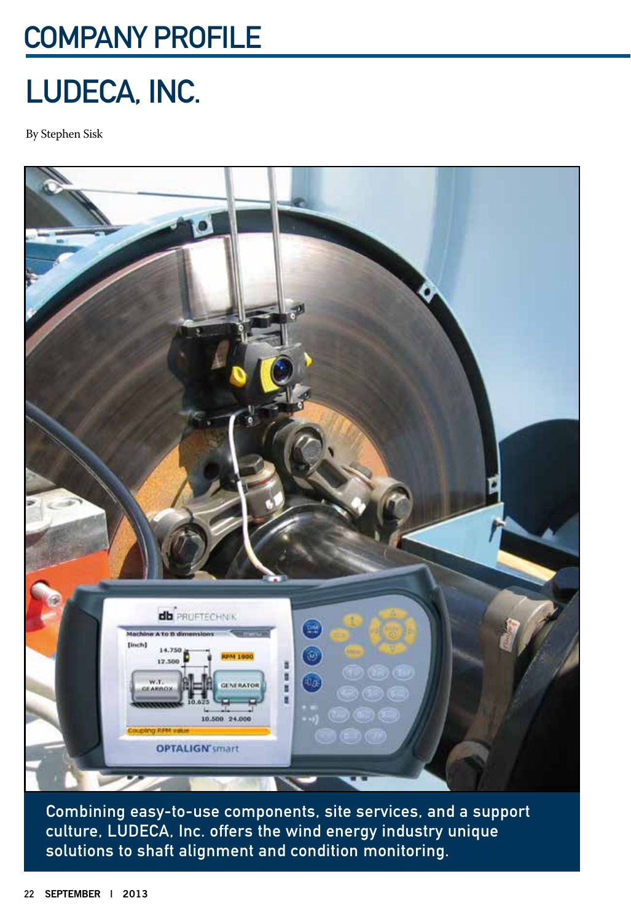# COMPANY PROFILE

## LUDECA, INC.

By Stephen Sisk

Combining easy-to-use components, site services, and a support culture, LUDECA, Inc. offers the wind energy industry unique solutions to shaft alignment and condition monitoring.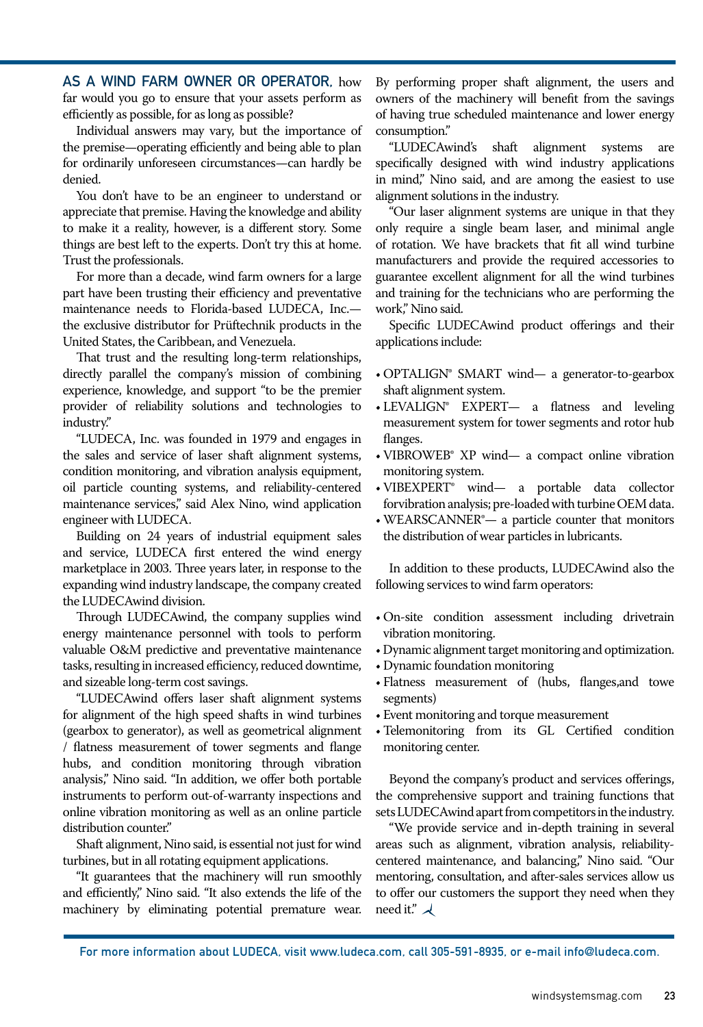**AS A WIND FARM OWNER OR OPERATOR,** how far would you go to ensure that your assets perform as efficiently as possible, for as long as possible?

Individual answers may vary, but the importance of the premise—operating efficiently and being able to plan for ordinarily unforeseen circumstances—can hardly be denied.

You don't have to be an engineer to understand or appreciate that premise. Having the knowledge and ability to make it a reality, however, is a different story. Some things are best left to the experts. Don't try this at home. Trust the professionals.

For more than a decade, wind farm owners for a large part have been trusting their efficiency and preventative maintenance needs to Florida-based LUDECA, Inc.—the exclusive distributor for Prüftechnik products in the United States, the Caribbean, and Venezuela.

That trust and the resulting long-term relationships, directly parallel the company's mission of combining experience, knowledge, and support "to be the premier provider of reliability solutions and technologies to industry."

"LUDECA, Inc. was founded in 1979 and engages in the sales and service of laser shaft alignment systems, condition monitoring, and vibration analysis equipment, oil particle counting systems, and reliability-centered maintenance services," said Alex Nino, wind application engineer with LUDECA.

Building on 24 years of industrial equipment sales and service, LUDECA first entered the wind energy marketplace in 2003. Three years later, in response to the expanding wind industry landscape, the company created the LUDECAwind division.

Through LUDECAwind, the company supplies wind energy maintenance personnel with tools to perform valuable O&M predictive and preventative maintenance tasks, resulting in increased efficiency, reduced downtime, and sizeable long-term cost savings.

"LUDECAwind offers laser shaft alignment systems for alignment of the high speed shafts in wind turbines (gearbox to generator), as well as geometrical alignment / flatness measurement of tower segments and flange hubs, and condition monitoring through vibration analysis," Nino said. "In addition, we offer both portable instruments to perform out-of-warranty inspections and online vibration monitoring as well as an online particle distribution counter."

Shaft alignment, Nino said, is essential not just for wind turbines, but in all rotating equipment applications.

"It guarantees that the machinery will run smoothly and efficiently," Nino said. "It also extends the life of the machinery by eliminating potential premature wear. By performing proper shaft alignment, the users and owners of the machinery will benefit from the savings of having true scheduled maintenance and lower energy consumption."

"LUDECAwind's shaft alignment systems are specifically designed with wind industry applications in mind," Nino said, and are among the easiest to use alignment solutions in the industry.

"Our laser alignment systems are unique in that they only require a single beam laser, and minimal angle of rotation. We have brackets that fit all wind turbine manufacturers and provide the required accessories to guarantee excellent alignment for all the wind turbines and training for the technicians who are performing the work," Nino said.

Specific LUDECAwind product offerings and their applications include:

- OPTALIGN® SMART wind— a generator-to-gearbox shaft alignment system.
- LEVALIGN® EXPERT— a flatness and leveling measurement system for tower segments and rotor hub flanges.
- VIBROWEB® XP wind— a compact online vibration monitoring system.
- VIBEXPERT® wind— a portable data collector forvibration analysis; pre-loaded with turbine OEM data.
- WEARSCANNER®— a particle counter that monitors the distribution of wear particles in lubricants.

In addition to these products, LUDECAwind also the following services to wind farm operators:

- On-site condition assessment including drivetrain vibration monitoring.
- Dynamic alignment target monitoring and optimization.
- Dynamic foundation monitoring
- Flatness measurement of (hubs, flanges,and towe segments)
- Event monitoring and torque measurement
- Telemonitoring from its GL Certified condition monitoring center.

Beyond the company's product and services offerings, the comprehensive support and training functions that sets LUDECAwind apart from competitors in the industry.

"We provide service and in-depth training in several areas such as alignment, vibration analysis, reliability-centered maintenance, and balancing," Nino said. "Our mentoring, consultation, and after-sales services allow us to offer our customers the support they need when they need it."

For more information about LUDECA, visit www.ludeca.com, call 305-591-8935, or e-mail info@ludeca.com.